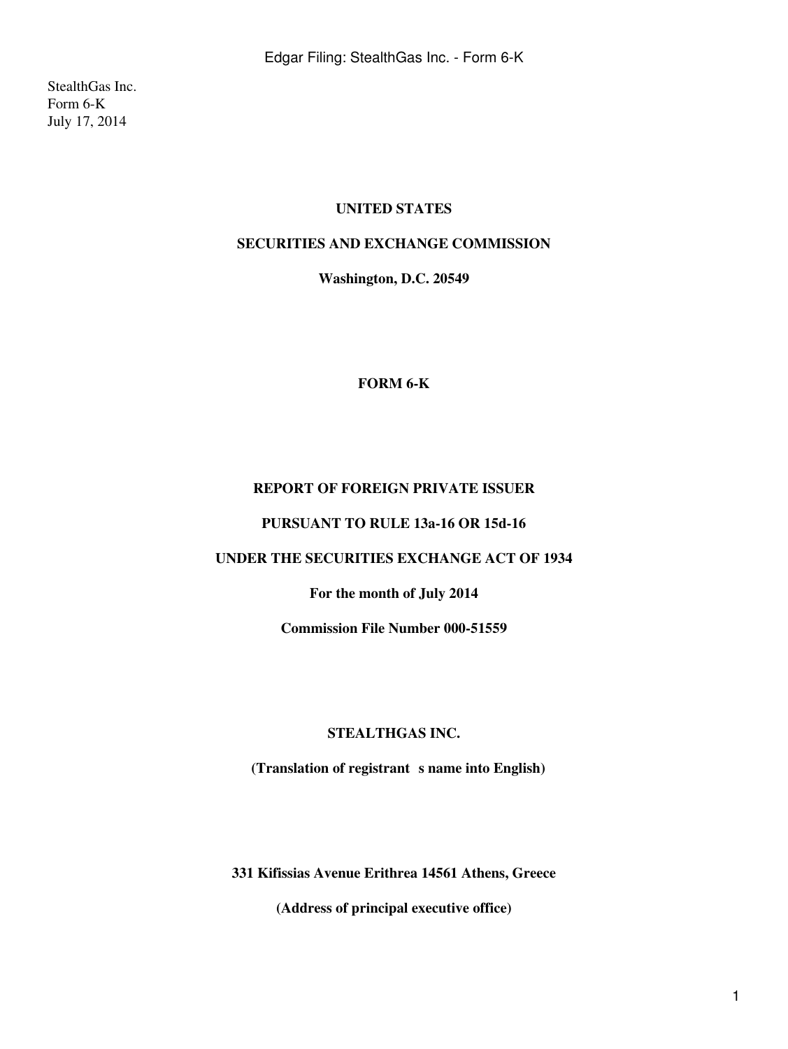StealthGas Inc.
Form 6-K
July 17, 2014

**UNITED STATES**

**SECURITIES AND EXCHANGE COMMISSION**

**Washington, D.C. 20549**

**FORM 6-K**

**REPORT OF FOREIGN PRIVATE ISSUER**

**PURSUANT TO RULE 13a-16 OR 15d-16**

**UNDER THE SECURITIES EXCHANGE ACT OF 1934**

**For the month of July 2014**

**Commission File Number 000-51559**

**STEALTHGAS INC.**

**(Translation of registrant s name into English)**

**331 Kifissias Avenue Erithrea 14561 Athens, Greece**

**(Address of principal executive office)**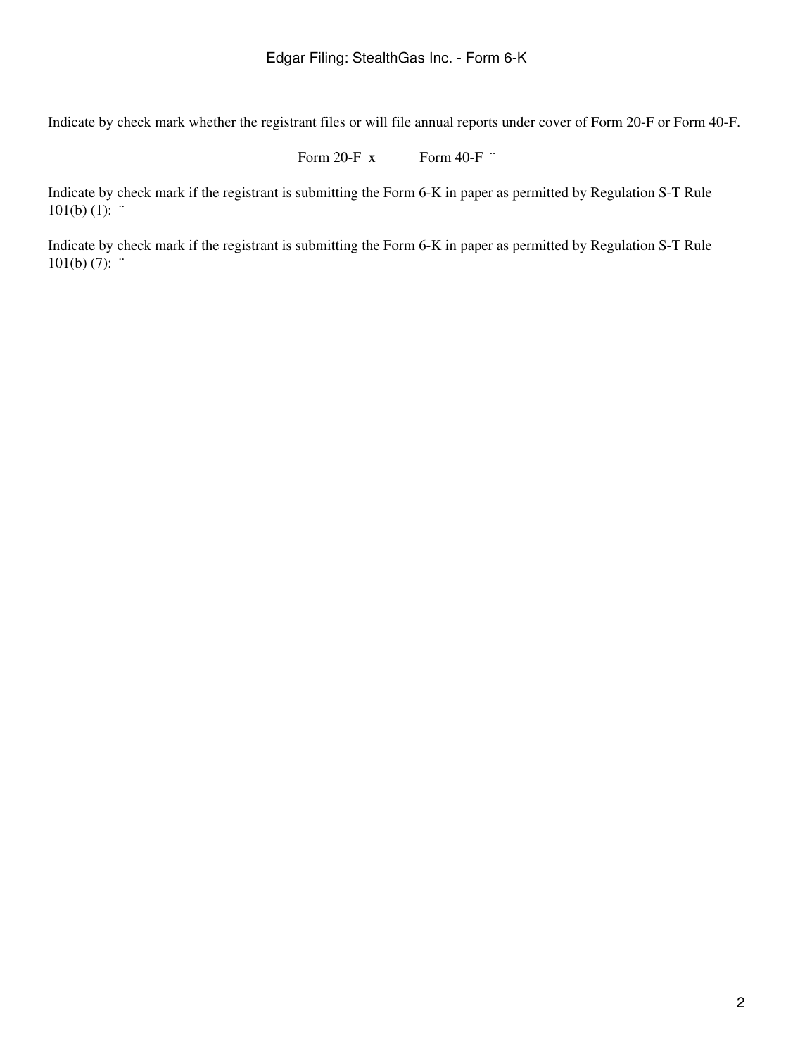Indicate by check mark whether the registrant files or will file annual reports under cover of Form 20-F or Form 40-F.

Form 20-F x Form 40-F ¨

Indicate by check mark if the registrant is submitting the Form 6-K in paper as permitted by Regulation S-T Rule 101(b) (1): ¨

Indicate by check mark if the registrant is submitting the Form 6-K in paper as permitted by Regulation S-T Rule 101(b) (7): ¨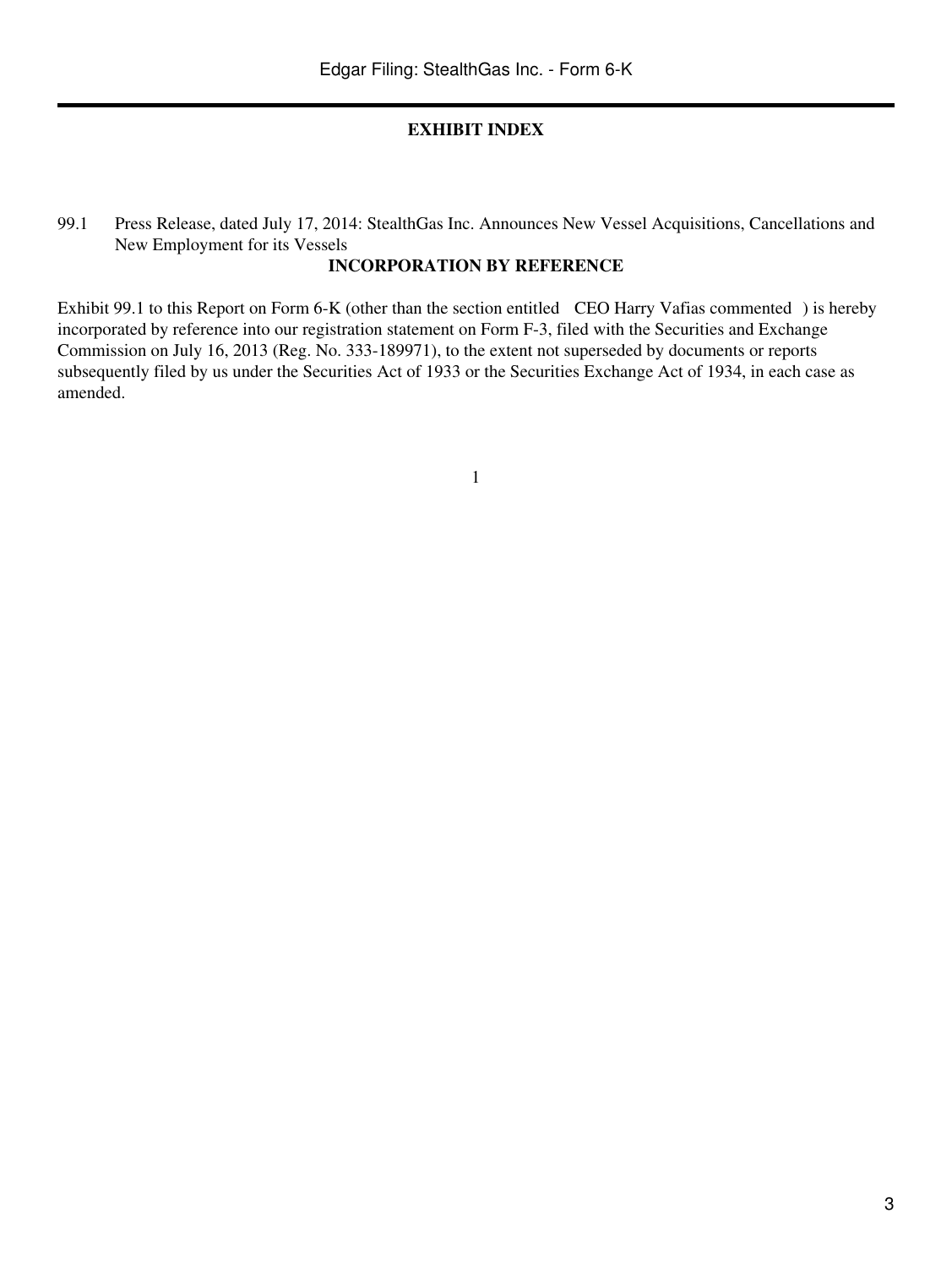**EXHIBIT INDEX**

99.1 Press Release, dated July 17, 2014: StealthGas Inc. Announces New Vessel Acquisitions, Cancellations and New Employment for its Vessels

**INCORPORATION BY REFERENCE**

Exhibit 99.1 to this Report on Form 6-K (other than the section entitled CEO Harry Vafias commented ) is hereby incorporated by reference into our registration statement on Form F-3, filed with the Securities and Exchange Commission on July 16, 2013 (Reg. No. 333-189971), to the extent not superseded by documents or reports subsequently filed by us under the Securities Act of 1933 or the Securities Exchange Act of 1934, in each case as amended.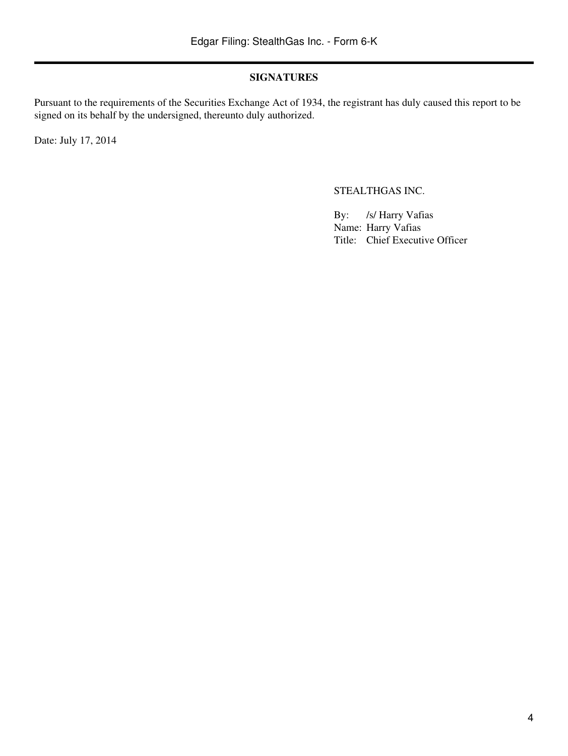**SIGNATURES**

Pursuant to the requirements of the Securities Exchange Act of 1934, the registrant has duly caused this report to be signed on its behalf by the undersigned, thereunto duly authorized.

Date: July 17, 2014

STEALTHGAS INC.

By: /s/ Harry Vafias
Name: Harry Vafias
Title: Chief Executive Officer